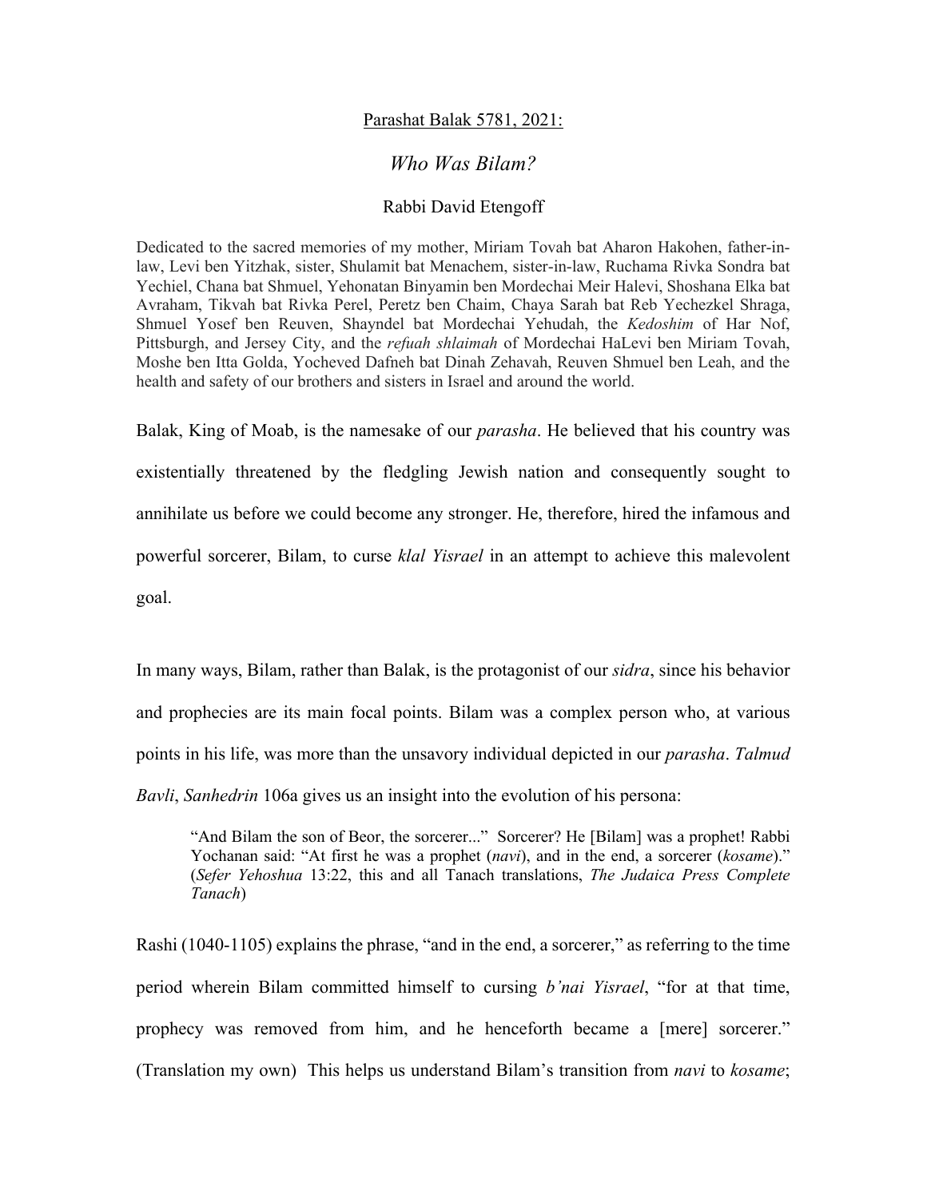Parashat Balak 5781, 2021:

# *Who Was Bilam?*

Rabbi David Etengoff

Dedicated to the sacred memories of my mother, Miriam Tovah bat Aharon Hakohen, father-in-law, Levi ben Yitzhak, sister, Shulamit bat Menachem, sister-in-law, Ruchama Rivka Sondra bat Yechiel, Chana bat Shmuel, Yehonatan Binyamin ben Mordechai Meir Halevi, Shoshana Elka bat Avraham, Tikvah bat Rivka Perel, Peretz ben Chaim, Chaya Sarah bat Reb Yechezkel Shraga, Shmuel Yosef ben Reuven, Shayndel bat Mordechai Yehudah, the *Kedoshim* of Har Nof, Pittsburgh, and Jersey City, and the *refuah shlaimah* of Mordechai HaLevi ben Miriam Tovah, Moshe ben Itta Golda, Yocheved Dafneh bat Dinah Zehavah, Reuven Shmuel ben Leah, and the health and safety of our brothers and sisters in Israel and around the world.

Balak, King of Moab, is the namesake of our *parasha*. He believed that his country was existentially threatened by the fledgling Jewish nation and consequently sought to annihilate us before we could become any stronger. He, therefore, hired the infamous and powerful sorcerer, Bilam, to curse *klal Yisrael* in an attempt to achieve this malevolent goal.

In many ways, Bilam, rather than Balak, is the protagonist of our *sidra*, since his behavior and prophecies are its main focal points. Bilam was a complex person who, at various points in his life, was more than the unsavory individual depicted in our *parasha*. *Talmud Bavli*, *Sanhedrin* 106a gives us an insight into the evolution of his persona:

> "And Bilam the son of Beor, the sorcerer..." Sorcerer? He [Bilam] was a prophet! Rabbi Yochanan said: "At first he was a prophet (*navi*), and in the end, a sorcerer (*kosame*)." (*Sefer Yehoshua* 13:22, this and all Tanach translations, *The Judaica Press Complete Tanach*)

Rashi (1040-1105) explains the phrase, "and in the end, a sorcerer," as referring to the time period wherein Bilam committed himself to cursing *b'nai Yisrael*, "for at that time, prophecy was removed from him, and he henceforth became a [mere] sorcerer." (Translation my own) This helps us understand Bilam's transition from *navi* to *kosame*;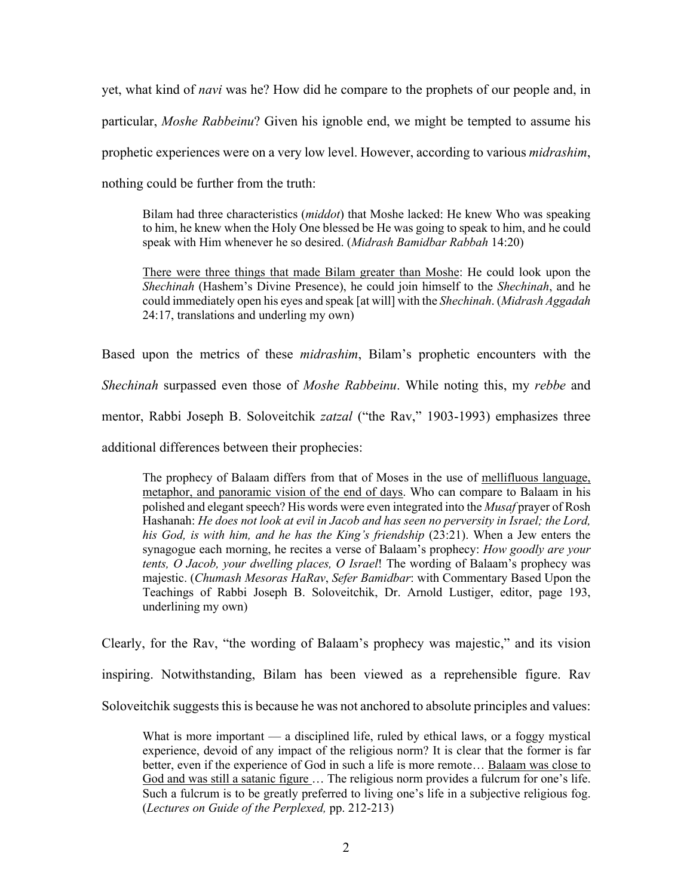yet, what kind of *navi* was he? How did he compare to the prophets of our people and, in particular, *Moshe Rabbeinu*? Given his ignoble end, we might be tempted to assume his prophetic experiences were on a very low level. However, according to various *midrashim*, nothing could be further from the truth:

> Bilam had three characteristics (*middot*) that Moshe lacked: He knew Who was speaking to him, he knew when the Holy One blessed be He was going to speak to him, and he could speak with Him whenever he so desired. (*Midrash Bamidbar Rabbah* 14:20)

> <u>There were three things that made Bilam greater than Moshe</u>: He could look upon the *Shechinah* (Hashem's Divine Presence), he could join himself to the *Shechinah*, and he could immediately open his eyes and speak [at will] with the *Shechinah*. (*Midrash Aggadah* 24:17, translations and underling my own)

Based upon the metrics of these *midrashim*, Bilam's prophetic encounters with the *Shechinah* surpassed even those of *Moshe Rabbeinu*. While noting this, my *rebbe* and mentor, Rabbi Joseph B. Soloveitchik *zatzal* ("the Rav," 1903-1993) emphasizes three additional differences between their prophecies:

> The prophecy of Balaam differs from that of Moses in the use of <u>mellifluous language, metaphor, and panoramic vision of the end of days</u>. Who can compare to Balaam in his polished and elegant speech? His words were even integrated into the *Musaf* prayer of Rosh Hashanah: *He does not look at evil in Jacob and has seen no perversity in Israel; the Lord, his God, is with him, and he has the King's friendship* (23:21). When a Jew enters the synagogue each morning, he recites a verse of Balaam's prophecy: *How goodly are your tents, O Jacob, your dwelling places, O Israel*! The wording of Balaam's prophecy was majestic. (*Chumash Mesoras HaRav*, *Sefer Bamidbar*: with Commentary Based Upon the Teachings of Rabbi Joseph B. Soloveitchik, Dr. Arnold Lustiger, editor, page 193, underlining my own)

Clearly, for the Rav, "the wording of Balaam's prophecy was majestic," and its vision inspiring. Notwithstanding, Bilam has been viewed as a reprehensible figure. Rav Soloveitchik suggests this is because he was not anchored to absolute principles and values:

> What is more important — a disciplined life, ruled by ethical laws, or a foggy mystical experience, devoid of any impact of the religious norm? It is clear that the former is far better, even if the experience of God in such a life is more remote… <u>Balaam was close to God and was still a satanic figure</u> … The religious norm provides a fulcrum for one's life. Such a fulcrum is to be greatly preferred to living one's life in a subjective religious fog. (*Lectures on Guide of the Perplexed,* pp. 212-213)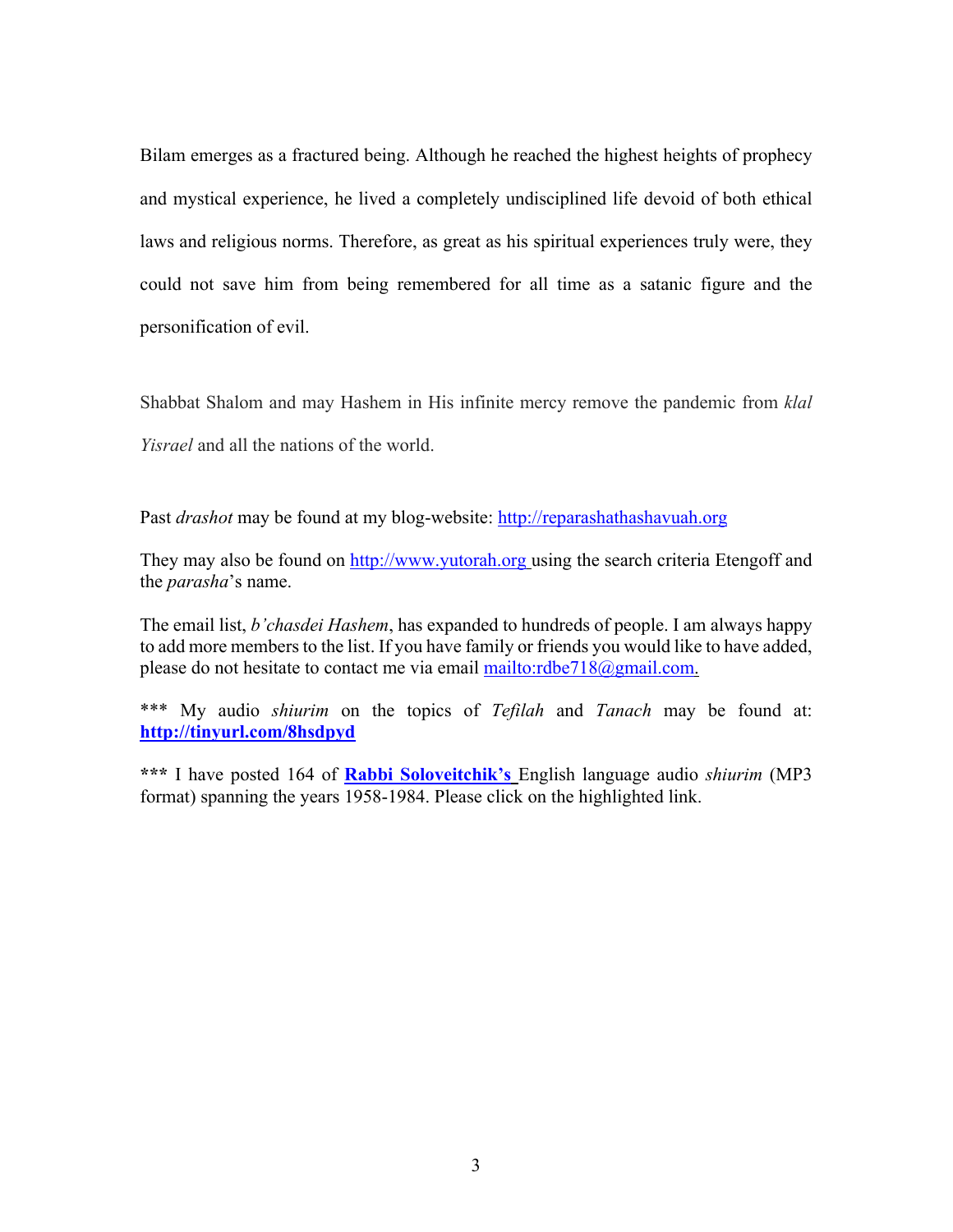Bilam emerges as a fractured being. Although he reached the highest heights of prophecy and mystical experience, he lived a completely undisciplined life devoid of both ethical laws and religious norms. Therefore, as great as his spiritual experiences truly were, they could not save him from being remembered for all time as a satanic figure and the personification of evil.

Shabbat Shalom and may Hashem in His infinite mercy remove the pandemic from *klal Yisrael* and all the nations of the world.

Past *drashot* may be found at my blog-website: [http://reparashathashavuah.org](http://reparashathashavuah.org)

They may also be found on [http://www.yutorah.org](http://www.yutorah.org) using the search criteria Etengoff and the *parasha*'s name.

The email list, *b'chasdei Hashem*, has expanded to hundreds of people. I am always happy to add more members to the list. If you have family or friends you would like to have added, please do not hesitate to contact me via email [mailto:rdbe718@gmail.com.](mailto:rdbe718@gmail.com)

*** My audio *shiurim* on the topics of *Tefilah* and *Tanach* may be found at: **[http://tinyurl.com/8hsdpyd](http://tinyurl.com/8hsdpyd)**

**\*\*\*** I have posted 164 of **Rabbi Soloveitchik's** English language audio *shiurim* (MP3 format) spanning the years 1958-1984. Please click on the highlighted link.